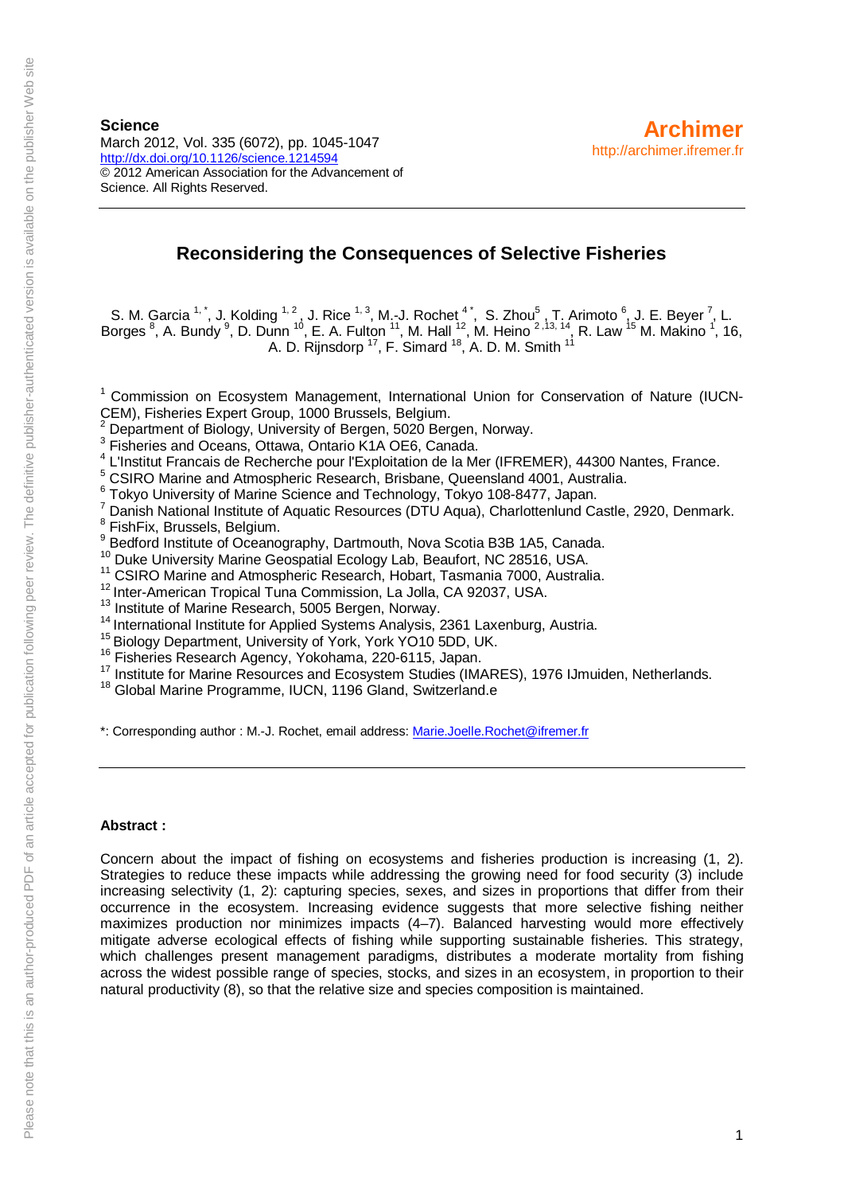**Science**
March 2012, Vol. 335 (6072), pp. 1045-1047
http://dx.doi.org/10.1126/science.1214594
© 2012 American Association for the Advancement of Science. All Rights Reserved.

**Archimer**
http://archimer.ifremer.fr

# Reconsidering the Consequences of Selective Fisheries

S. M. Garcia [1,*], J. Kolding [1,2], J. Rice [1,3], M.-J. Rochet [4*], S. Zhou[5], T. Arimoto [6], J. E. Beyer [7], L. Borges [8], A. Bundy [9], D. Dunn [10], E. A. Fulton [11], M. Hall [12], M. Heino [2,13,14], R. Law [15] M. Makino [1], 16, A. D. Rijnsdorp [17], F. Simard [18], A. D. M. Smith [11]

[1] Commission on Ecosystem Management, International Union for Conservation of Nature (IUCN-CEM), Fisheries Expert Group, 1000 Brussels, Belgium.
[2] Department of Biology, University of Bergen, 5020 Bergen, Norway.
[3] Fisheries and Oceans, Ottawa, Ontario K1A OE6, Canada.
[4] L'Institut Francais de Recherche pour l'Exploitation de la Mer (IFREMER), 44300 Nantes, France.
[5] CSIRO Marine and Atmospheric Research, Brisbane, Queensland 4001, Australia.
[6] Tokyo University of Marine Science and Technology, Tokyo 108-8477, Japan.
[7] Danish National Institute of Aquatic Resources (DTU Aqua), Charlottenlund Castle, 2920, Denmark.
[8] FishFix, Brussels, Belgium.
[9] Bedford Institute of Oceanography, Dartmouth, Nova Scotia B3B 1A5, Canada.
[10] Duke University Marine Geospatial Ecology Lab, Beaufort, NC 28516, USA.
[11] CSIRO Marine and Atmospheric Research, Hobart, Tasmania 7000, Australia.
[12] Inter-American Tropical Tuna Commission, La Jolla, CA 92037, USA.
[13] Institute of Marine Research, 5005 Bergen, Norway.
[14] International Institute for Applied Systems Analysis, 2361 Laxenburg, Austria.
[15] Biology Department, University of York, York YO10 5DD, UK.
[16] Fisheries Research Agency, Yokohama, 220-6115, Japan.
[17] Institute for Marine Resources and Ecosystem Studies (IMARES), 1976 IJmuiden, Netherlands.
[18] Global Marine Programme, IUCN, 1196 Gland, Switzerland.e

*: Corresponding author : M.-J. Rochet, email address: Marie.Joelle.Rochet@ifremer.fr

**Abstract :**

Concern about the impact of fishing on ecosystems and fisheries production is increasing (1, 2). Strategies to reduce these impacts while addressing the growing need for food security (3) include increasing selectivity (1, 2): capturing species, sexes, and sizes in proportions that differ from their occurrence in the ecosystem. Increasing evidence suggests that more selective fishing neither maximizes production nor minimizes impacts (4–7). Balanced harvesting would more effectively mitigate adverse ecological effects of fishing while supporting sustainable fisheries. This strategy, which challenges present management paradigms, distributes a moderate mortality from fishing across the widest possible range of species, stocks, and sizes in an ecosystem, in proportion to their natural productivity (8), so that the relative size and species composition is maintained.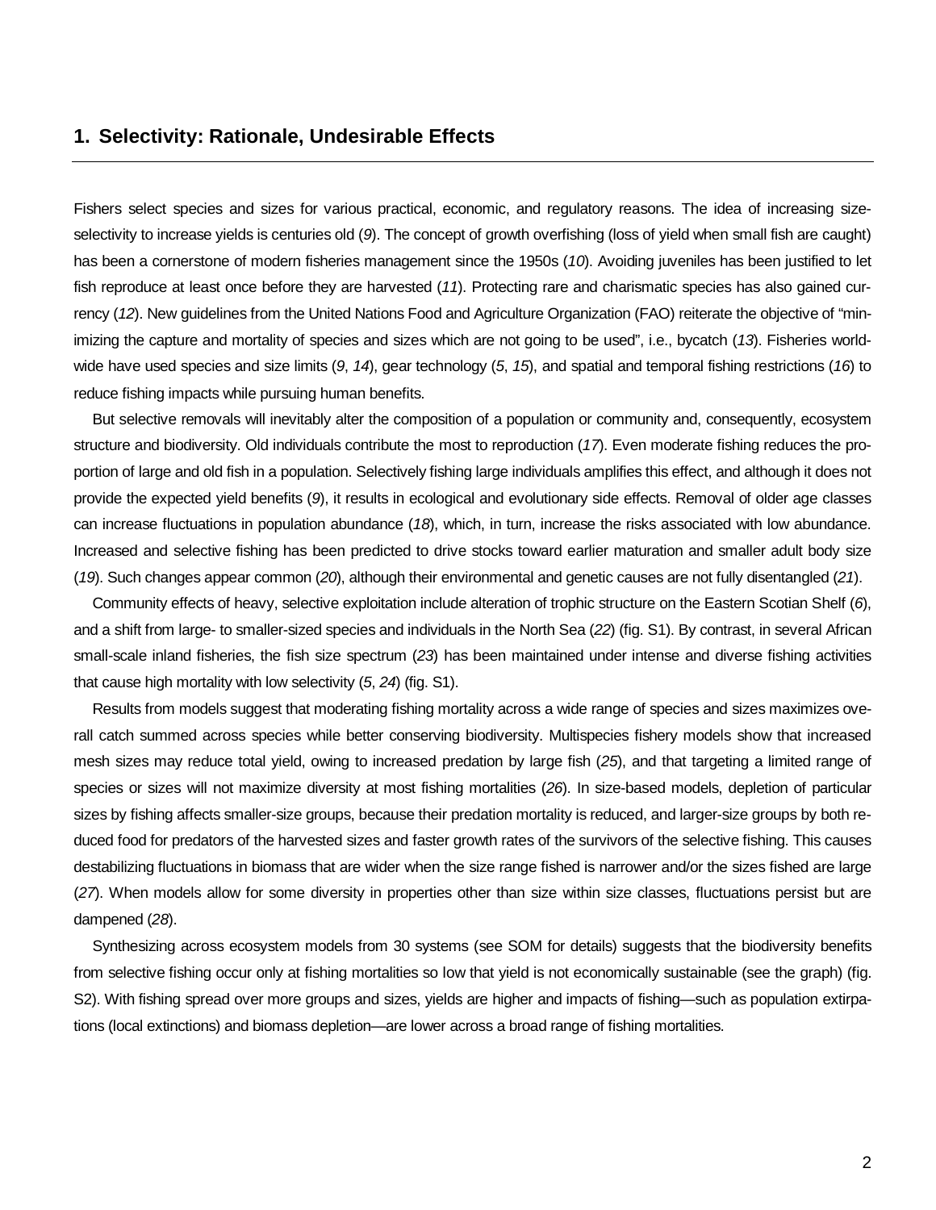## 1. Selectivity: Rationale, Undesirable Effects

Fishers select species and sizes for various practical, economic, and regulatory reasons. The idea of increasing size-selectivity to increase yields is centuries old (*9*). The concept of growth overfishing (loss of yield when small fish are caught) has been a cornerstone of modern fisheries management since the 1950s (*10*). Avoiding juveniles has been justified to let fish reproduce at least once before they are harvested (*11*). Protecting rare and charismatic species has also gained currency (*12*). New guidelines from the United Nations Food and Agriculture Organization (FAO) reiterate the objective of "minimizing the capture and mortality of species and sizes which are not going to be used", i.e., bycatch (*13*). Fisheries worldwide have used species and size limits (*9*, *14*), gear technology (*5*, *15*), and spatial and temporal fishing restrictions (*16*) to reduce fishing impacts while pursuing human benefits.

But selective removals will inevitably alter the composition of a population or community and, consequently, ecosystem structure and biodiversity. Old individuals contribute the most to reproduction (*17*). Even moderate fishing reduces the proportion of large and old fish in a population. Selectively fishing large individuals amplifies this effect, and although it does not provide the expected yield benefits (*9*), it results in ecological and evolutionary side effects. Removal of older age classes can increase fluctuations in population abundance (*18*), which, in turn, increase the risks associated with low abundance. Increased and selective fishing has been predicted to drive stocks toward earlier maturation and smaller adult body size (*19*). Such changes appear common (*20*), although their environmental and genetic causes are not fully disentangled (*21*).

Community effects of heavy, selective exploitation include alteration of trophic structure on the Eastern Scotian Shelf (*6*), and a shift from large- to smaller-sized species and individuals in the North Sea (*22*) (fig. S1). By contrast, in several African small-scale inland fisheries, the fish size spectrum (*23*) has been maintained under intense and diverse fishing activities that cause high mortality with low selectivity (*5*, *24*) (fig. S1).

Results from models suggest that moderating fishing mortality across a wide range of species and sizes maximizes overall catch summed across species while better conserving biodiversity. Multispecies fishery models show that increased mesh sizes may reduce total yield, owing to increased predation by large fish (*25*), and that targeting a limited range of species or sizes will not maximize diversity at most fishing mortalities (*26*). In size-based models, depletion of particular sizes by fishing affects smaller-size groups, because their predation mortality is reduced, and larger-size groups by both reduced food for predators of the harvested sizes and faster growth rates of the survivors of the selective fishing. This causes destabilizing fluctuations in biomass that are wider when the size range fished is narrower and/or the sizes fished are large (*27*). When models allow for some diversity in properties other than size within size classes, fluctuations persist but are dampened (*28*).

Synthesizing across ecosystem models from 30 systems (see SOM for details) suggests that the biodiversity benefits from selective fishing occur only at fishing mortalities so low that yield is not economically sustainable (see the graph) (fig. S2). With fishing spread over more groups and sizes, yields are higher and impacts of fishing—such as population extirpations (local extinctions) and biomass depletion—are lower across a broad range of fishing mortalities.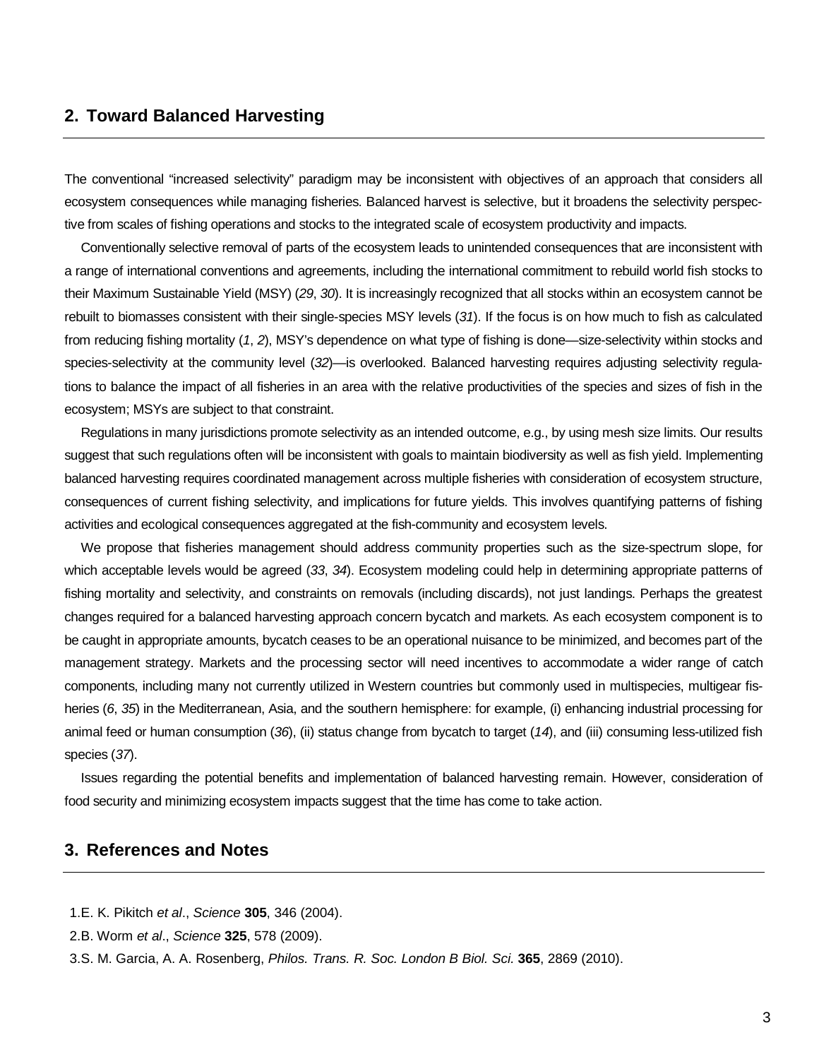## 2. Toward Balanced Harvesting

The conventional "increased selectivity" paradigm may be inconsistent with objectives of an approach that considers all ecosystem consequences while managing fisheries. Balanced harvest is selective, but it broadens the selectivity perspective from scales of fishing operations and stocks to the integrated scale of ecosystem productivity and impacts.

Conventionally selective removal of parts of the ecosystem leads to unintended consequences that are inconsistent with a range of international conventions and agreements, including the international commitment to rebuild world fish stocks to their Maximum Sustainable Yield (MSY) (*29*, *30*). It is increasingly recognized that all stocks within an ecosystem cannot be rebuilt to biomasses consistent with their single-species MSY levels (*31*). If the focus is on how much to fish as calculated from reducing fishing mortality (*1*, *2*), MSY's dependence on what type of fishing is done—size-selectivity within stocks and species-selectivity at the community level (*32*)—is overlooked. Balanced harvesting requires adjusting selectivity regulations to balance the impact of all fisheries in an area with the relative productivities of the species and sizes of fish in the ecosystem; MSYs are subject to that constraint.

Regulations in many jurisdictions promote selectivity as an intended outcome, e.g., by using mesh size limits. Our results suggest that such regulations often will be inconsistent with goals to maintain biodiversity as well as fish yield. Implementing balanced harvesting requires coordinated management across multiple fisheries with consideration of ecosystem structure, consequences of current fishing selectivity, and implications for future yields. This involves quantifying patterns of fishing activities and ecological consequences aggregated at the fish-community and ecosystem levels.

We propose that fisheries management should address community properties such as the size-spectrum slope, for which acceptable levels would be agreed (*33*, *34*). Ecosystem modeling could help in determining appropriate patterns of fishing mortality and selectivity, and constraints on removals (including discards), not just landings. Perhaps the greatest changes required for a balanced harvesting approach concern bycatch and markets. As each ecosystem component is to be caught in appropriate amounts, bycatch ceases to be an operational nuisance to be minimized, and becomes part of the management strategy. Markets and the processing sector will need incentives to accommodate a wider range of catch components, including many not currently utilized in Western countries but commonly used in multispecies, multigear fisheries (*6*, *35*) in the Mediterranean, Asia, and the southern hemisphere: for example, (i) enhancing industrial processing for animal feed or human consumption (*36*), (ii) status change from bycatch to target (*14*), and (iii) consuming less-utilized fish species (*37*).

Issues regarding the potential benefits and implementation of balanced harvesting remain. However, consideration of food security and minimizing ecosystem impacts suggest that the time has come to take action.

## 3. References and Notes

1. E. K. Pikitch *et al*., *Science* **305**, 346 (2004).
2. B. Worm *et al*., *Science* **325**, 578 (2009).
3. S. M. Garcia, A. A. Rosenberg, *Philos. Trans. R. Soc. London B Biol. Sci.* **365**, 2869 (2010).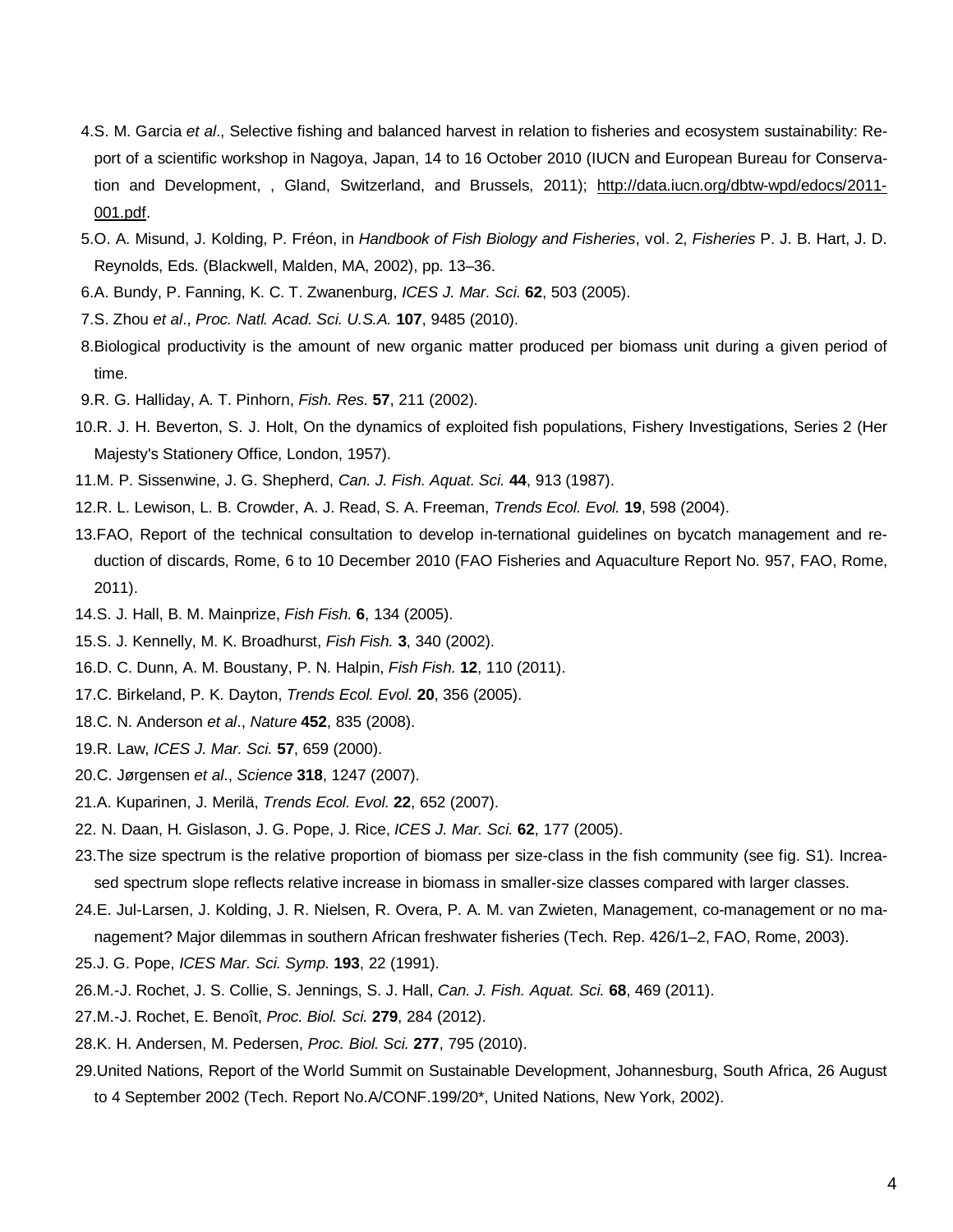4. S. M. Garcia *et al*., Selective fishing and balanced harvest in relation to fisheries and ecosystem sustainability: Report of a scientific workshop in Nagoya, Japan, 14 to 16 October 2010 (IUCN and European Bureau for Conservation and Development, , Gland, Switzerland, and Brussels, 2011); http://data.iucn.org/dbtw-wpd/edocs/2011-001.pdf.
5. O. A. Misund, J. Kolding, P. Fréon, in *Handbook of Fish Biology and Fisheries*, vol. 2, *Fisheries* P. J. B. Hart, J. D. Reynolds, Eds. (Blackwell, Malden, MA, 2002), pp. 13–36.
6. A. Bundy, P. Fanning, K. C. T. Zwanenburg, *ICES J. Mar. Sci.* **62**, 503 (2005).
7. S. Zhou *et al*., *Proc. Natl. Acad. Sci. U.S.A.* **107**, 9485 (2010).
8. Biological productivity is the amount of new organic matter produced per biomass unit during a given period of time.
9. R. G. Halliday, A. T. Pinhorn, *Fish. Res.* **57**, 211 (2002).
10. R. J. H. Beverton, S. J. Holt, On the dynamics of exploited fish populations, Fishery Investigations, Series 2 (Her Majesty's Stationery Office, London, 1957).
11. M. P. Sissenwine, J. G. Shepherd, *Can. J. Fish. Aquat. Sci.* **44**, 913 (1987).
12. R. L. Lewison, L. B. Crowder, A. J. Read, S. A. Freeman, *Trends Ecol. Evol.* **19**, 598 (2004).
13. FAO, Report of the technical consultation to develop in-ternational guidelines on bycatch management and reduction of discards, Rome, 6 to 10 December 2010 (FAO Fisheries and Aquaculture Report No. 957, FAO, Rome, 2011).
14. S. J. Hall, B. M. Mainprize, *Fish Fish.* **6**, 134 (2005).
15. S. J. Kennelly, M. K. Broadhurst, *Fish Fish.* **3**, 340 (2002).
16. D. C. Dunn, A. M. Boustany, P. N. Halpin, *Fish Fish.* **12**, 110 (2011).
17. C. Birkeland, P. K. Dayton, *Trends Ecol. Evol.* **20**, 356 (2005).
18. C. N. Anderson *et al*., *Nature* **452**, 835 (2008).
19. R. Law, *ICES J. Mar. Sci.* **57**, 659 (2000).
20. C. Jørgensen *et al*., *Science* **318**, 1247 (2007).
21. A. Kuparinen, J. Merilä, *Trends Ecol. Evol.* **22**, 652 (2007).
22. N. Daan, H. Gislason, J. G. Pope, J. Rice, *ICES J. Mar. Sci.* **62**, 177 (2005).
23. The size spectrum is the relative proportion of biomass per size-class in the fish community (see fig. S1). Increased spectrum slope reflects relative increase in biomass in smaller-size classes compared with larger classes.
24. E. Jul-Larsen, J. Kolding, J. R. Nielsen, R. Overa, P. A. M. van Zwieten, Management, co-management or no management? Major dilemmas in southern African freshwater fisheries (Tech. Rep. 426/1–2, FAO, Rome, 2003).
25. J. G. Pope, *ICES Mar. Sci. Symp.* **193**, 22 (1991).
26. M.-J. Rochet, J. S. Collie, S. Jennings, S. J. Hall, *Can. J. Fish. Aquat. Sci.* **68**, 469 (2011).
27. M.-J. Rochet, E. Benoît, *Proc. Biol. Sci.* **279**, 284 (2012).
28. K. H. Andersen, M. Pedersen, *Proc. Biol. Sci.* **277**, 795 (2010).
29. United Nations, Report of the World Summit on Sustainable Development, Johannesburg, South Africa, 26 August to 4 September 2002 (Tech. Report No.A/CONF.199/20*, United Nations, New York, 2002).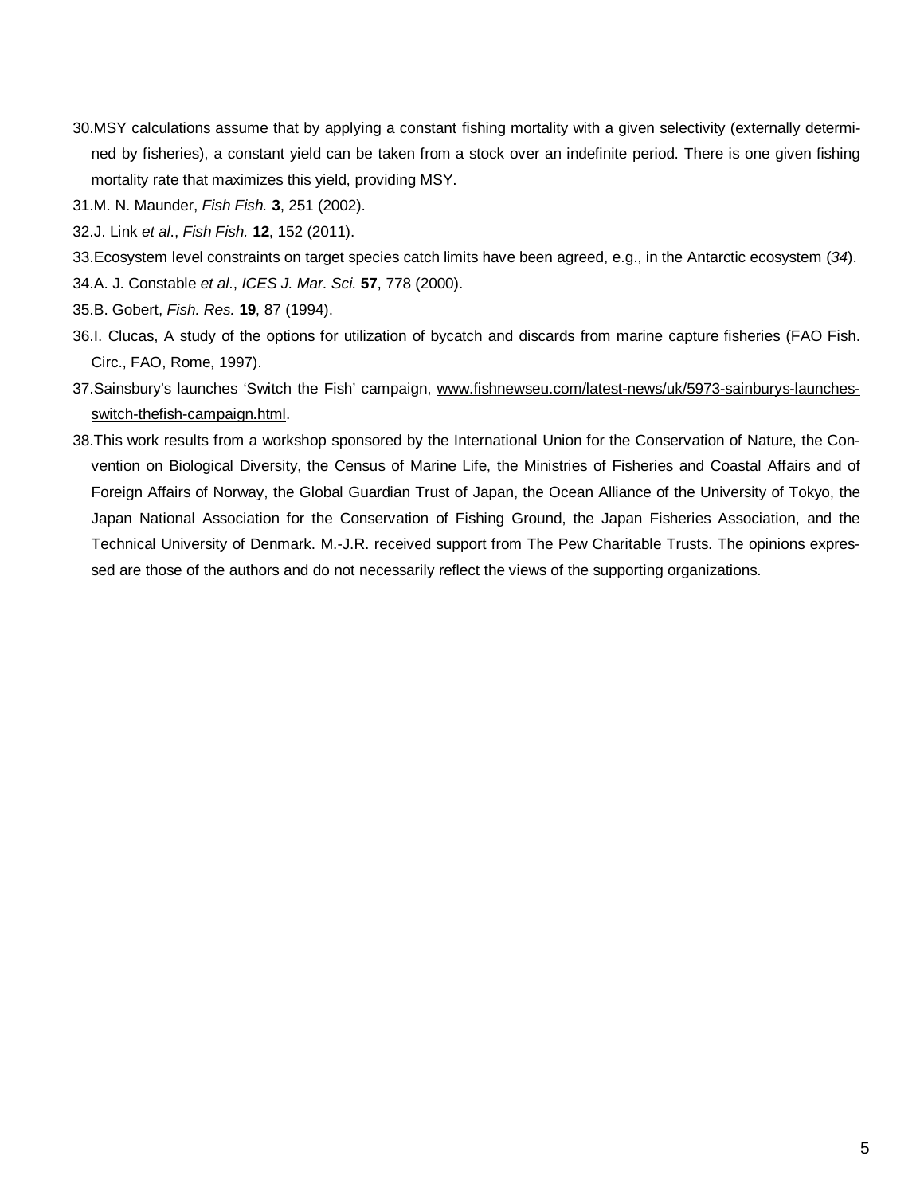30. MSY calculations assume that by applying a constant fishing mortality with a given selectivity (externally determined by fisheries), a constant yield can be taken from a stock over an indefinite period. There is one given fishing mortality rate that maximizes this yield, providing MSY.
31. M. N. Maunder, *Fish Fish.* **3**, 251 (2002).
32. J. Link *et al*., *Fish Fish.* **12**, 152 (2011).
33. Ecosystem level constraints on target species catch limits have been agreed, e.g., in the Antarctic ecosystem (*34*).
34. A. J. Constable *et al*., *ICES J. Mar. Sci.* **57**, 778 (2000).
35. B. Gobert, *Fish. Res.* **19**, 87 (1994).
36. I. Clucas, A study of the options for utilization of bycatch and discards from marine capture fisheries (FAO Fish. Circ., FAO, Rome, 1997).
37. Sainsbury's launches 'Switch the Fish' campaign, www.fishnewseu.com/latest-news/uk/5973-sainburys-launches-switch-thefish-campaign.html.
38. This work results from a workshop sponsored by the International Union for the Conservation of Nature, the Convention on Biological Diversity, the Census of Marine Life, the Ministries of Fisheries and Coastal Affairs and of Foreign Affairs of Norway, the Global Guardian Trust of Japan, the Ocean Alliance of the University of Tokyo, the Japan National Association for the Conservation of Fishing Ground, the Japan Fisheries Association, and the Technical University of Denmark. M.-J.R. received support from The Pew Charitable Trusts. The opinions expressed are those of the authors and do not necessarily reflect the views of the supporting organizations.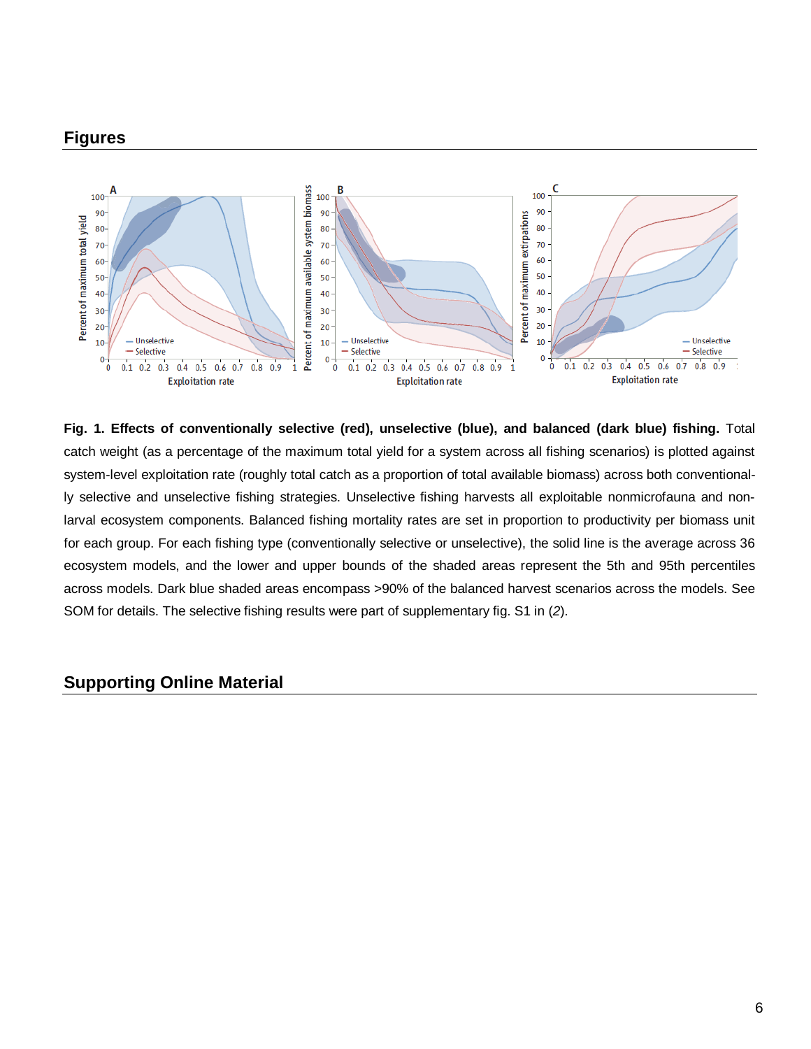## Figures

**Fig. 1. Effects of conventionally selective (red), unselective (blue), and balanced (dark blue) fishing.** Total catch weight (as a percentage of the maximum total yield for a system across all fishing scenarios) is plotted against system-level exploitation rate (roughly total catch as a proportion of total available biomass) across both conventionally selective and unselective fishing strategies. Unselective fishing harvests all exploitable nonmicrofauna and nonlarval ecosystem components. Balanced fishing mortality rates are set in proportion to productivity per biomass unit for each group. For each fishing type (conventionally selective or unselective), the solid line is the average across 36 ecosystem models, and the lower and upper bounds of the shaded areas represent the 5th and 95th percentiles across models. Dark blue shaded areas encompass >90% of the balanced harvest scenarios across the models. See SOM for details. The selective fishing results were part of supplementary fig. S1 in (*2*).

## Supporting Online Material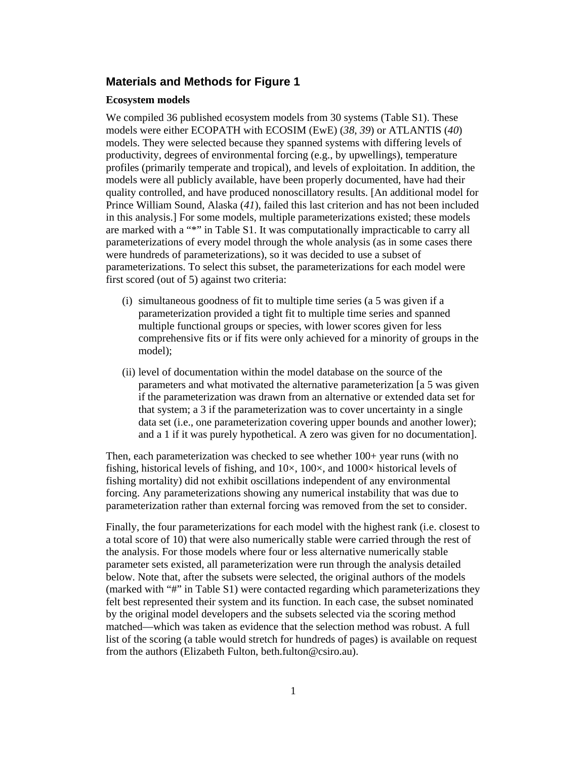## Materials and Methods for Figure 1

### Ecosystem models

We compiled 36 published ecosystem models from 30 systems (Table S1). These models were either ECOPATH with ECOSIM (EwE) (*38*, *39*) or ATLANTIS (*40*) models. They were selected because they spanned systems with differing levels of productivity, degrees of environmental forcing (e.g., by upwellings), temperature profiles (primarily temperate and tropical), and levels of exploitation. In addition, the models were all publicly available, have been properly documented, have had their quality controlled, and have produced nonoscillatory results. [An additional model for Prince William Sound, Alaska (*41*), failed this last criterion and has not been included in this analysis.] For some models, multiple parameterizations existed; these models are marked with a "*" in Table S1. It was computationally impracticable to carry all parameterizations of every model through the whole analysis (as in some cases there were hundreds of parameterizations), so it was decided to use a subset of parameterizations. To select this subset, the parameterizations for each model were first scored (out of 5) against two criteria:

(i) simultaneous goodness of fit to multiple time series (a 5 was given if a parameterization provided a tight fit to multiple time series and spanned multiple functional groups or species, with lower scores given for less comprehensive fits or if fits were only achieved for a minority of groups in the model);

(ii) level of documentation within the model database on the source of the parameters and what motivated the alternative parameterization [a 5 was given if the parameterization was drawn from an alternative or extended data set for that system; a 3 if the parameterization was to cover uncertainty in a single data set (i.e., one parameterization covering upper bounds and another lower); and a 1 if it was purely hypothetical. A zero was given for no documentation].

Then, each parameterization was checked to see whether 100+ year runs (with no fishing, historical levels of fishing, and 10×, 100×, and 1000× historical levels of fishing mortality) did not exhibit oscillations independent of any environmental forcing. Any parameterizations showing any numerical instability that was due to parameterization rather than external forcing was removed from the set to consider.

Finally, the four parameterizations for each model with the highest rank (i.e. closest to a total score of 10) that were also numerically stable were carried through the rest of the analysis. For those models where four or less alternative numerically stable parameter sets existed, all parameterization were run through the analysis detailed below. Note that, after the subsets were selected, the original authors of the models (marked with "#" in Table S1) were contacted regarding which parameterizations they felt best represented their system and its function. In each case, the subset nominated by the original model developers and the subsets selected via the scoring method matched—which was taken as evidence that the selection method was robust. A full list of the scoring (a table would stretch for hundreds of pages) is available on request from the authors (Elizabeth Fulton, beth.fulton@csiro.au).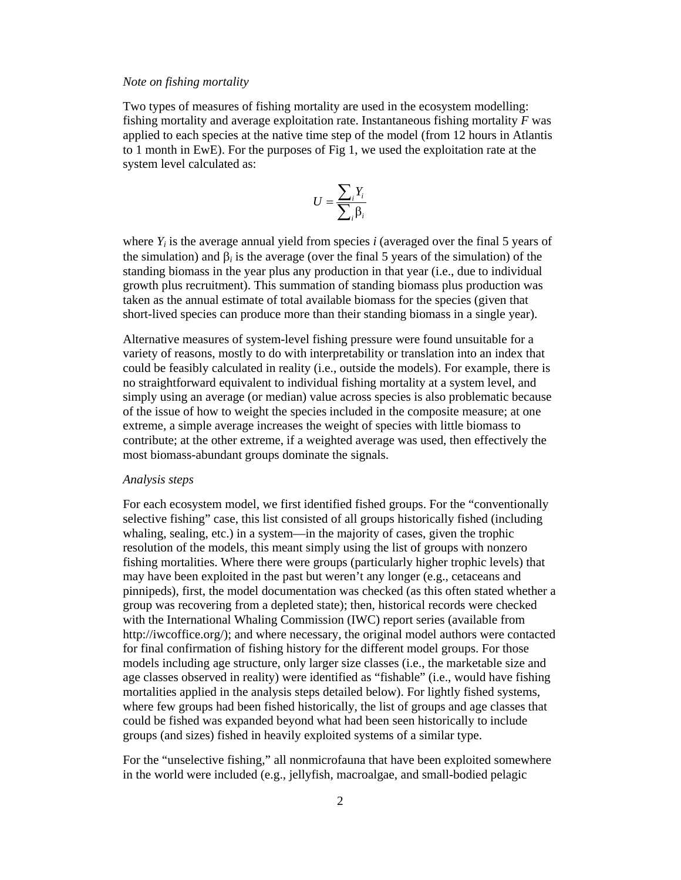*Note on fishing mortality*

Two types of measures of fishing mortality are used in the ecosystem modelling: fishing mortality and average exploitation rate. Instantaneous fishing mortality $F$ was applied to each species at the native time step of the model (from 12 hours in Atlantis to 1 month in EwE). For the purposes of Fig 1, we used the exploitation rate at the system level calculated as:

$$U = \frac{\sum_i Y_i}{\sum_i \beta_i}$$

where $Y_i$ is the average annual yield from species $i$ (averaged over the final 5 years of the simulation) and $\beta_i$ is the average (over the final 5 years of the simulation) of the standing biomass in the year plus any production in that year (i.e., due to individual growth plus recruitment). This summation of standing biomass plus production was taken as the annual estimate of total available biomass for the species (given that short-lived species can produce more than their standing biomass in a single year).

Alternative measures of system-level fishing pressure were found unsuitable for a variety of reasons, mostly to do with interpretability or translation into an index that could be feasibly calculated in reality (i.e., outside the models). For example, there is no straightforward equivalent to individual fishing mortality at a system level, and simply using an average (or median) value across species is also problematic because of the issue of how to weight the species included in the composite measure; at one extreme, a simple average increases the weight of species with little biomass to contribute; at the other extreme, if a weighted average was used, then effectively the most biomass-abundant groups dominate the signals.

*Analysis steps*

For each ecosystem model, we first identified fished groups. For the "conventionally selective fishing" case, this list consisted of all groups historically fished (including whaling, sealing, etc.) in a system—in the majority of cases, given the trophic resolution of the models, this meant simply using the list of groups with nonzero fishing mortalities. Where there were groups (particularly higher trophic levels) that may have been exploited in the past but weren't any longer (e.g., cetaceans and pinnipeds), first, the model documentation was checked (as this often stated whether a group was recovering from a depleted state); then, historical records were checked with the International Whaling Commission (IWC) report series (available from http://iwcoffice.org/); and where necessary, the original model authors were contacted for final confirmation of fishing history for the different model groups. For those models including age structure, only larger size classes (i.e., the marketable size and age classes observed in reality) were identified as "fishable" (i.e., would have fishing mortalities applied in the analysis steps detailed below). For lightly fished systems, where few groups had been fished historically, the list of groups and age classes that could be fished was expanded beyond what had been seen historically to include groups (and sizes) fished in heavily exploited systems of a similar type.

For the "unselective fishing," all nonmicrofauna that have been exploited somewhere in the world were included (e.g., jellyfish, macroalgae, and small-bodied pelagic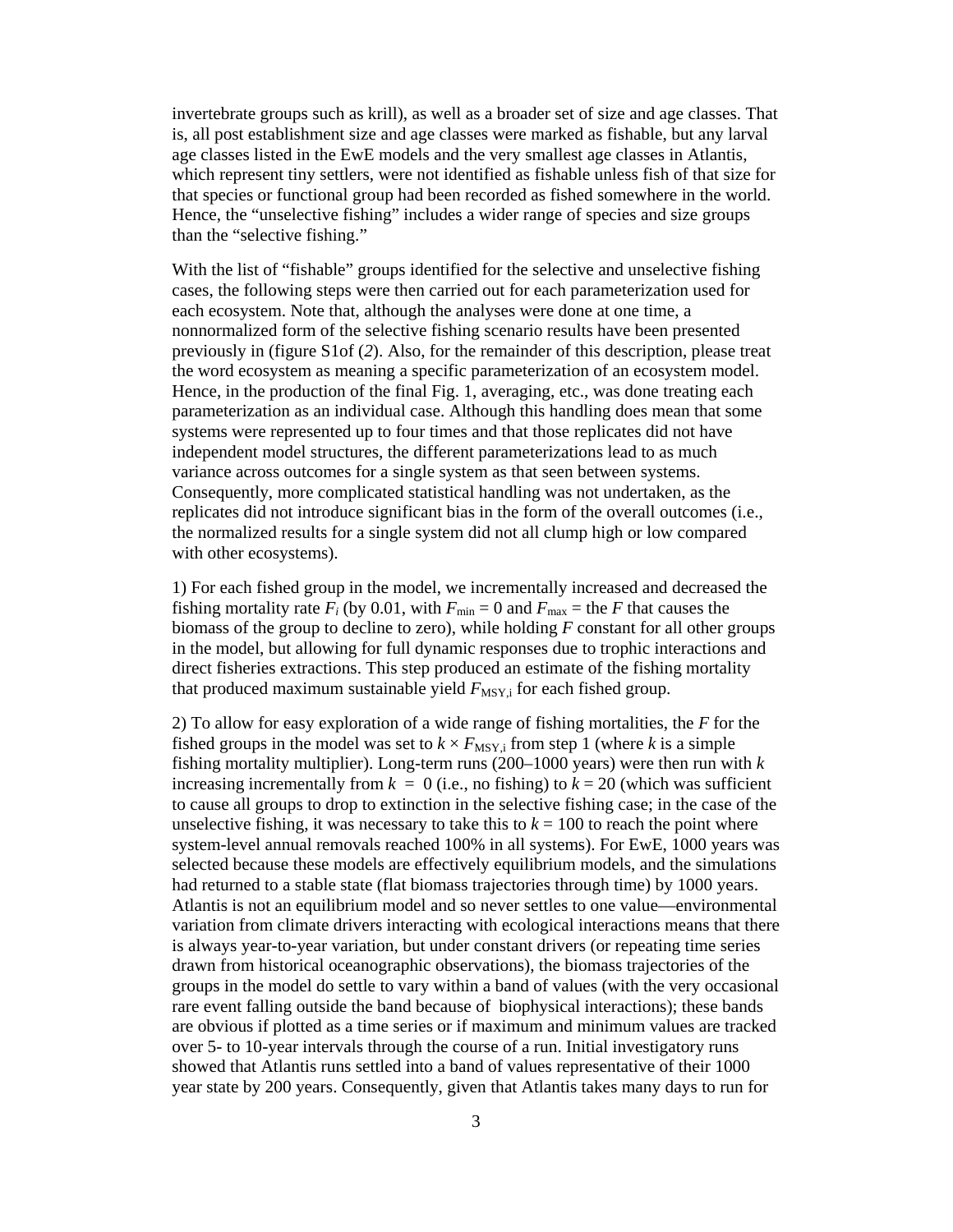invertebrate groups such as krill), as well as a broader set of size and age classes. That is, all post establishment size and age classes were marked as fishable, but any larval age classes listed in the EwE models and the very smallest age classes in Atlantis, which represent tiny settlers, were not identified as fishable unless fish of that size for that species or functional group had been recorded as fished somewhere in the world. Hence, the "unselective fishing" includes a wider range of species and size groups than the "selective fishing."

With the list of "fishable" groups identified for the selective and unselective fishing cases, the following steps were then carried out for each parameterization used for each ecosystem. Note that, although the analyses were done at one time, a nonnormalized form of the selective fishing scenario results have been presented previously in (figure S1of (*2*). Also, for the remainder of this description, please treat the word ecosystem as meaning a specific parameterization of an ecosystem model. Hence, in the production of the final Fig. 1, averaging, etc., was done treating each parameterization as an individual case. Although this handling does mean that some systems were represented up to four times and that those replicates did not have independent model structures, the different parameterizations lead to as much variance across outcomes for a single system as that seen between systems. Consequently, more complicated statistical handling was not undertaken, as the replicates did not introduce significant bias in the form of the overall outcomes (i.e., the normalized results for a single system did not all clump high or low compared with other ecosystems).

1) For each fished group in the model, we incrementally increased and decreased the fishing mortality rate $F_i$ (by 0.01, with $F_{\min} = 0$ and $F_{\max}$ = the $F$ that causes the biomass of the group to decline to zero), while holding $F$ constant for all other groups in the model, but allowing for full dynamic responses due to trophic interactions and direct fisheries extractions. This step produced an estimate of the fishing mortality that produced maximum sustainable yield $F_{\mathrm{MSY},i}$ for each fished group.

2) To allow for easy exploration of a wide range of fishing mortalities, the $F$ for the fished groups in the model was set to $k \times F_{\mathrm{MSY},i}$ from step 1 (where $k$ is a simple fishing mortality multiplier). Long-term runs (200–1000 years) were then run with $k$ increasing incrementally from $k = 0$ (i.e., no fishing) to $k = 20$ (which was sufficient to cause all groups to drop to extinction in the selective fishing case; in the case of the unselective fishing, it was necessary to take this to $k = 100$ to reach the point where system-level annual removals reached 100% in all systems). For EwE, 1000 years was selected because these models are effectively equilibrium models, and the simulations had returned to a stable state (flat biomass trajectories through time) by 1000 years. Atlantis is not an equilibrium model and so never settles to one value—environmental variation from climate drivers interacting with ecological interactions means that there is always year-to-year variation, but under constant drivers (or repeating time series drawn from historical oceanographic observations), the biomass trajectories of the groups in the model do settle to vary within a band of values (with the very occasional rare event falling outside the band because of biophysical interactions); these bands are obvious if plotted as a time series or if maximum and minimum values are tracked over 5- to 10-year intervals through the course of a run. Initial investigatory runs showed that Atlantis runs settled into a band of values representative of their 1000 year state by 200 years. Consequently, given that Atlantis takes many days to run for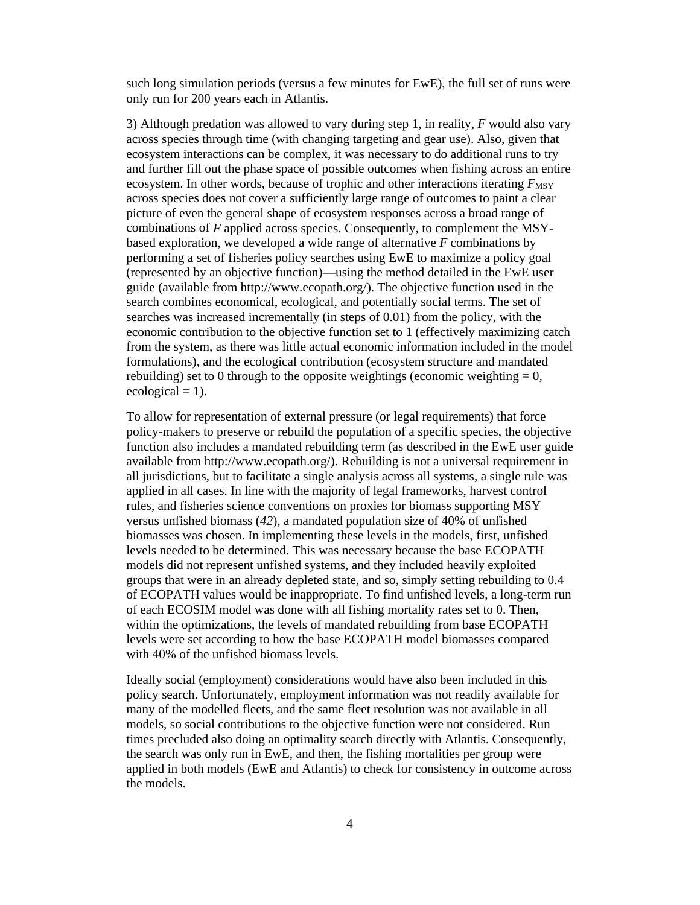such long simulation periods (versus a few minutes for EwE), the full set of runs were only run for 200 years each in Atlantis.

3) Although predation was allowed to vary during step 1, in reality, $F$ would also vary across species through time (with changing targeting and gear use). Also, given that ecosystem interactions can be complex, it was necessary to do additional runs to try and further fill out the phase space of possible outcomes when fishing across an entire ecosystem. In other words, because of trophic and other interactions iterating $F_{MSY}$ across species does not cover a sufficiently large range of outcomes to paint a clear picture of even the general shape of ecosystem responses across a broad range of combinations of $F$ applied across species. Consequently, to complement the MSY-based exploration, we developed a wide range of alternative $F$ combinations by performing a set of fisheries policy searches using EwE to maximize a policy goal (represented by an objective function)—using the method detailed in the EwE user guide (available from http://www.ecopath.org/). The objective function used in the search combines economical, ecological, and potentially social terms. The set of searches was increased incrementally (in steps of 0.01) from the policy, with the economic contribution to the objective function set to 1 (effectively maximizing catch from the system, as there was little actual economic information included in the model formulations), and the ecological contribution (ecosystem structure and mandated rebuilding) set to 0 through to the opposite weightings (economic weighting = 0, ecological = 1).

To allow for representation of external pressure (or legal requirements) that force policy-makers to preserve or rebuild the population of a specific species, the objective function also includes a mandated rebuilding term (as described in the EwE user guide available from http://www.ecopath.org/). Rebuilding is not a universal requirement in all jurisdictions, but to facilitate a single analysis across all systems, a single rule was applied in all cases. In line with the majority of legal frameworks, harvest control rules, and fisheries science conventions on proxies for biomass supporting MSY versus unfished biomass (*42*), a mandated population size of 40% of unfished biomasses was chosen. In implementing these levels in the models, first, unfished levels needed to be determined. This was necessary because the base ECOPATH models did not represent unfished systems, and they included heavily exploited groups that were in an already depleted state, and so, simply setting rebuilding to 0.4 of ECOPATH values would be inappropriate. To find unfished levels, a long-term run of each ECOSIM model was done with all fishing mortality rates set to 0. Then, within the optimizations, the levels of mandated rebuilding from base ECOPATH levels were set according to how the base ECOPATH model biomasses compared with 40% of the unfished biomass levels.

Ideally social (employment) considerations would have also been included in this policy search. Unfortunately, employment information was not readily available for many of the modelled fleets, and the same fleet resolution was not available in all models, so social contributions to the objective function were not considered. Run times precluded also doing an optimality search directly with Atlantis. Consequently, the search was only run in EwE, and then, the fishing mortalities per group were applied in both models (EwE and Atlantis) to check for consistency in outcome across the models.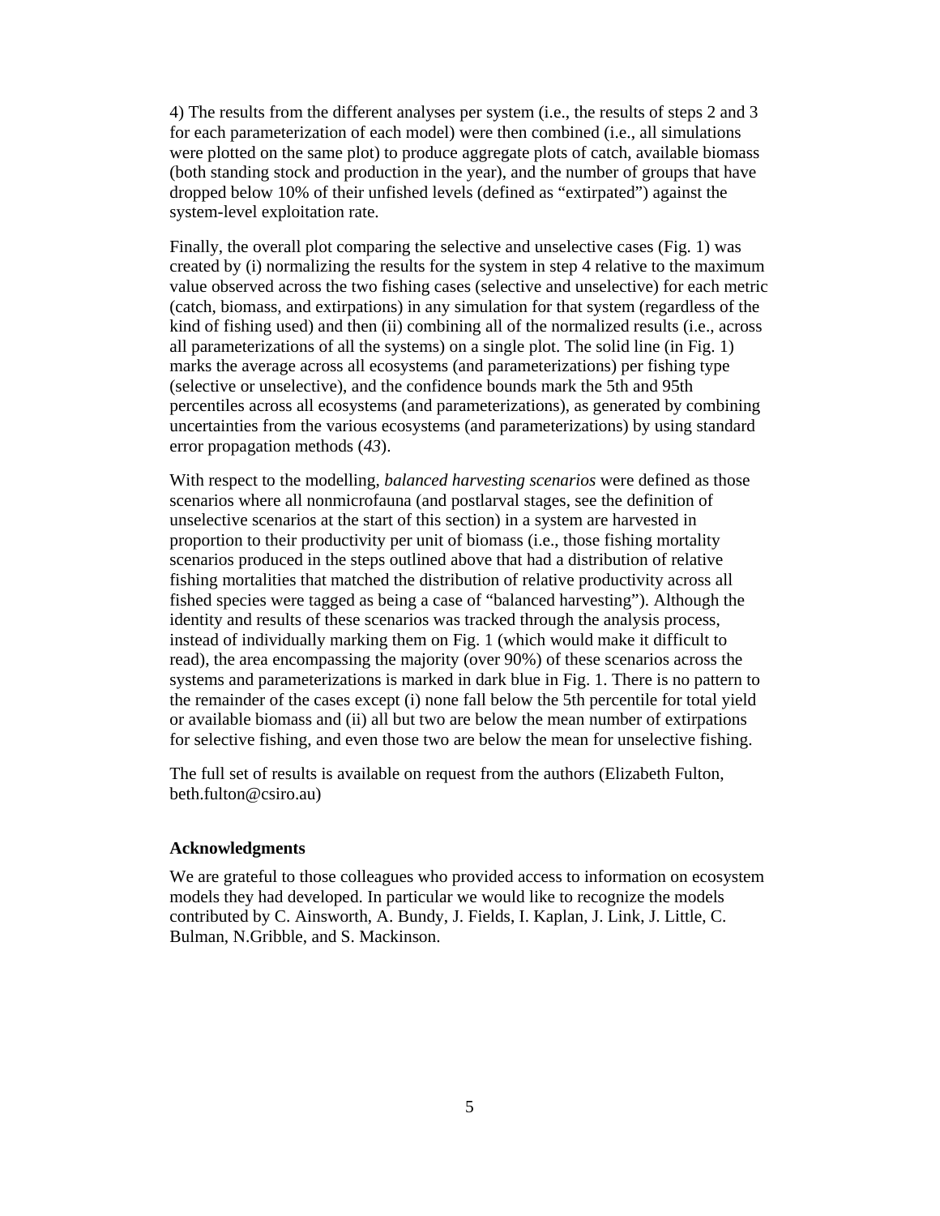4) The results from the different analyses per system (i.e., the results of steps 2 and 3 for each parameterization of each model) were then combined (i.e., all simulations were plotted on the same plot) to produce aggregate plots of catch, available biomass (both standing stock and production in the year), and the number of groups that have dropped below 10% of their unfished levels (defined as "extirpated") against the system-level exploitation rate.

Finally, the overall plot comparing the selective and unselective cases (Fig. 1) was created by (i) normalizing the results for the system in step 4 relative to the maximum value observed across the two fishing cases (selective and unselective) for each metric (catch, biomass, and extirpations) in any simulation for that system (regardless of the kind of fishing used) and then (ii) combining all of the normalized results (i.e., across all parameterizations of all the systems) on a single plot. The solid line (in Fig. 1) marks the average across all ecosystems (and parameterizations) per fishing type (selective or unselective), and the confidence bounds mark the 5th and 95th percentiles across all ecosystems (and parameterizations), as generated by combining uncertainties from the various ecosystems (and parameterizations) by using standard error propagation methods (*43*).

With respect to the modelling, *balanced harvesting scenarios* were defined as those scenarios where all nonmicrofauna (and postlarval stages, see the definition of unselective scenarios at the start of this section) in a system are harvested in proportion to their productivity per unit of biomass (i.e., those fishing mortality scenarios produced in the steps outlined above that had a distribution of relative fishing mortalities that matched the distribution of relative productivity across all fished species were tagged as being a case of "balanced harvesting"). Although the identity and results of these scenarios was tracked through the analysis process, instead of individually marking them on Fig. 1 (which would make it difficult to read), the area encompassing the majority (over 90%) of these scenarios across the systems and parameterizations is marked in dark blue in Fig. 1. There is no pattern to the remainder of the cases except (i) none fall below the 5th percentile for total yield or available biomass and (ii) all but two are below the mean number of extirpations for selective fishing, and even those two are below the mean for unselective fishing.

The full set of results is available on request from the authors (Elizabeth Fulton, beth.fulton@csiro.au)

### Acknowledgments

We are grateful to those colleagues who provided access to information on ecosystem models they had developed. In particular we would like to recognize the models contributed by C. Ainsworth, A. Bundy, J. Fields, I. Kaplan, J. Link, J. Little, C. Bulman, N.Gribble, and S. Mackinson.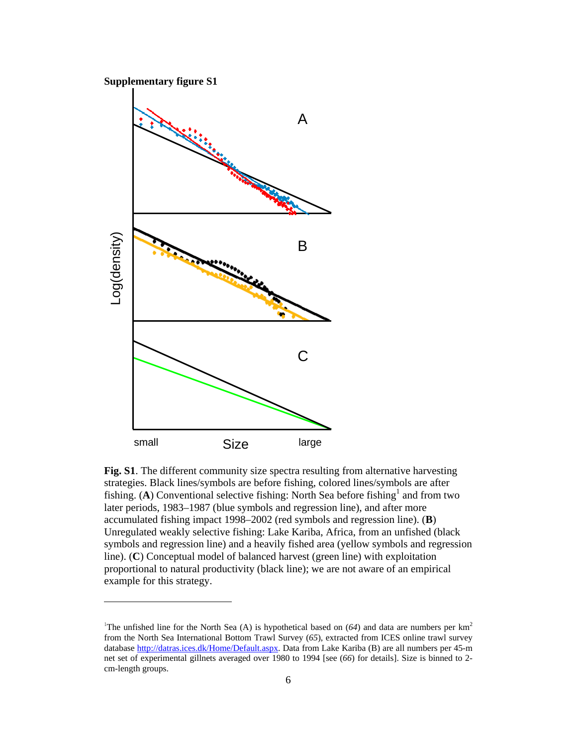**Supplementary figure S1**

**Fig. S1**. The different community size spectra resulting from alternative harvesting strategies. Black lines/symbols are before fishing, colored lines/symbols are after fishing. (**A**) Conventional selective fishing: North Sea before fishing[1] and from two later periods, 1983–1987 (blue symbols and regression line), and after more accumulated fishing impact 1998–2002 (red symbols and regression line). (**B**) Unregulated weakly selective fishing: Lake Kariba, Africa, from an unfished (black symbols and regression line) and a heavily fished area (yellow symbols and regression line). (**C**) Conceptual model of balanced harvest (green line) with exploitation proportional to natural productivity (black line); we are not aware of an empirical example for this strategy.

---

[1]The unfished line for the North Sea (A) is hypothetical based on (*64*) and data are numbers per $km^2$ from the North Sea International Bottom Trawl Survey (*65*), extracted from ICES online trawl survey database http://datras.ices.dk/Home/Default.aspx. Data from Lake Kariba (B) are all numbers per 45-m net set of experimental gillnets averaged over 1980 to 1994 [see (*66*) for details]. Size is binned to 2-cm-length groups.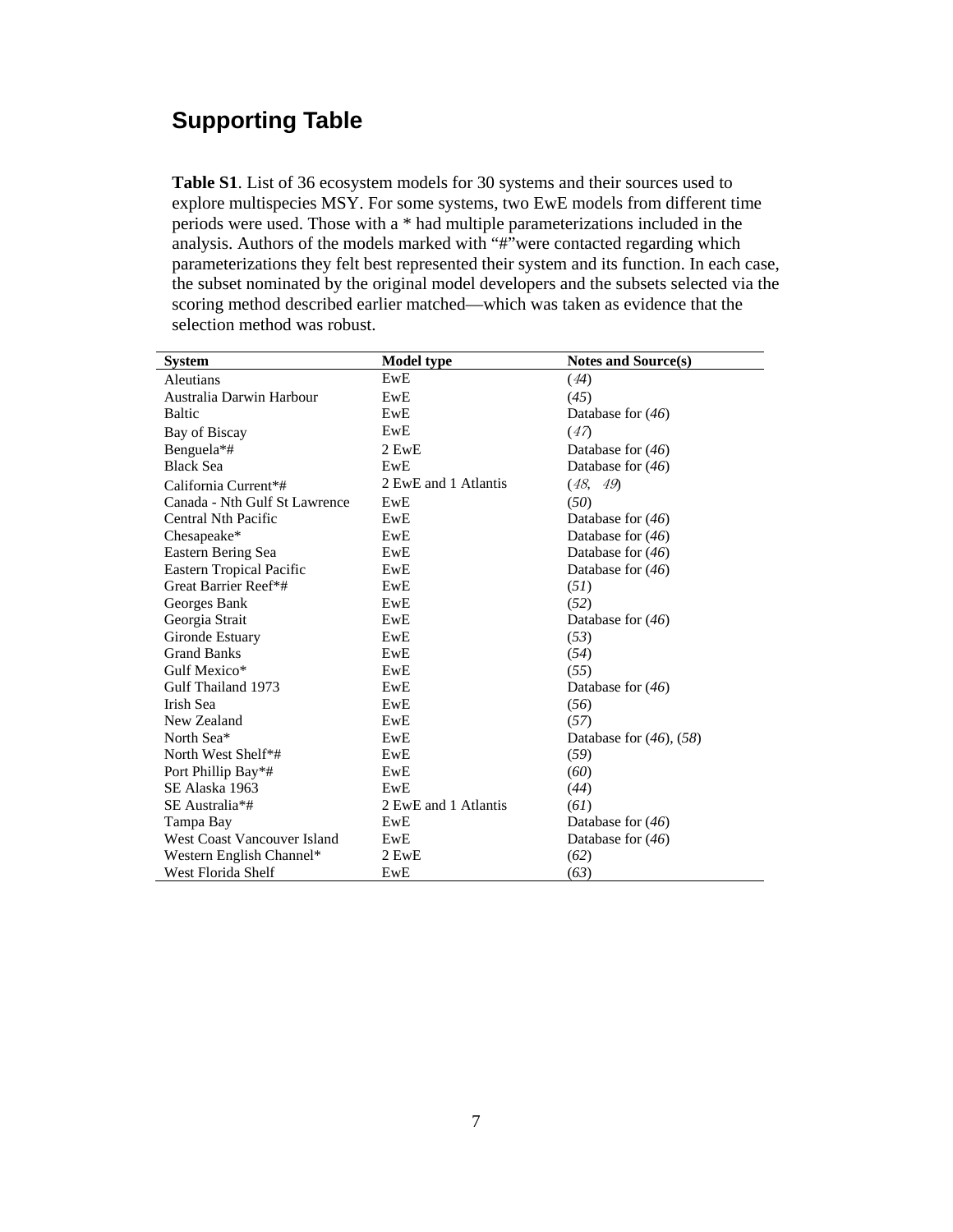## Supporting Table

**Table S1**. List of 36 ecosystem models for 30 systems and their sources used to explore multispecies MSY. For some systems, two EwE models from different time periods were used. Those with a * had multiple parameterizations included in the analysis. Authors of the models marked with "#"were contacted regarding which parameterizations they felt best represented their system and its function. In each case, the subset nominated by the original model developers and the subsets selected via the scoring method described earlier matched—which was taken as evidence that the selection method was robust.

| System | Model type | Notes and Source(s) |
|---|---|---|
| Aleutians | EwE | (*44*) |
| Australia Darwin Harbour | EwE | (*45*) |
| Baltic | EwE | Database for (*46*) |
| Bay of Biscay | EwE | (*47*) |
| Benguela*# | 2 EwE | Database for (*46*) |
| Black Sea | EwE | Database for (*46*) |
| California Current*# | 2 EwE and 1 Atlantis | (*48*, *49*) |
| Canada - Nth Gulf St Lawrence | EwE | (*50*) |
| Central Nth Pacific | EwE | Database for (*46*) |
| Chesapeake* | EwE | Database for (*46*) |
| Eastern Bering Sea | EwE | Database for (*46*) |
| Eastern Tropical Pacific | EwE | Database for (*46*) |
| Great Barrier Reef*# | EwE | (*51*) |
| Georges Bank | EwE | (*52*) |
| Georgia Strait | EwE | Database for (*46*) |
| Gironde Estuary | EwE | (*53*) |
| Grand Banks | EwE | (*54*) |
| Gulf Mexico* | EwE | (*55*) |
| Gulf Thailand 1973 | EwE | Database for (*46*) |
| Irish Sea | EwE | (*56*) |
| New Zealand | EwE | (*57*) |
| North Sea* | EwE | Database for (*46*), (*58*) |
| North West Shelf*# | EwE | (*59*) |
| Port Phillip Bay*# | EwE | (*60*) |
| SE Alaska 1963 | EwE | (*44*) |
| SE Australia*# | 2 EwE and 1 Atlantis | (*61*) |
| Tampa Bay | EwE | Database for (*46*) |
| West Coast Vancouver Island | EwE | Database for (*46*) |
| Western English Channel* | 2 EwE | (*62*) |
| West Florida Shelf | EwE | (*63*) |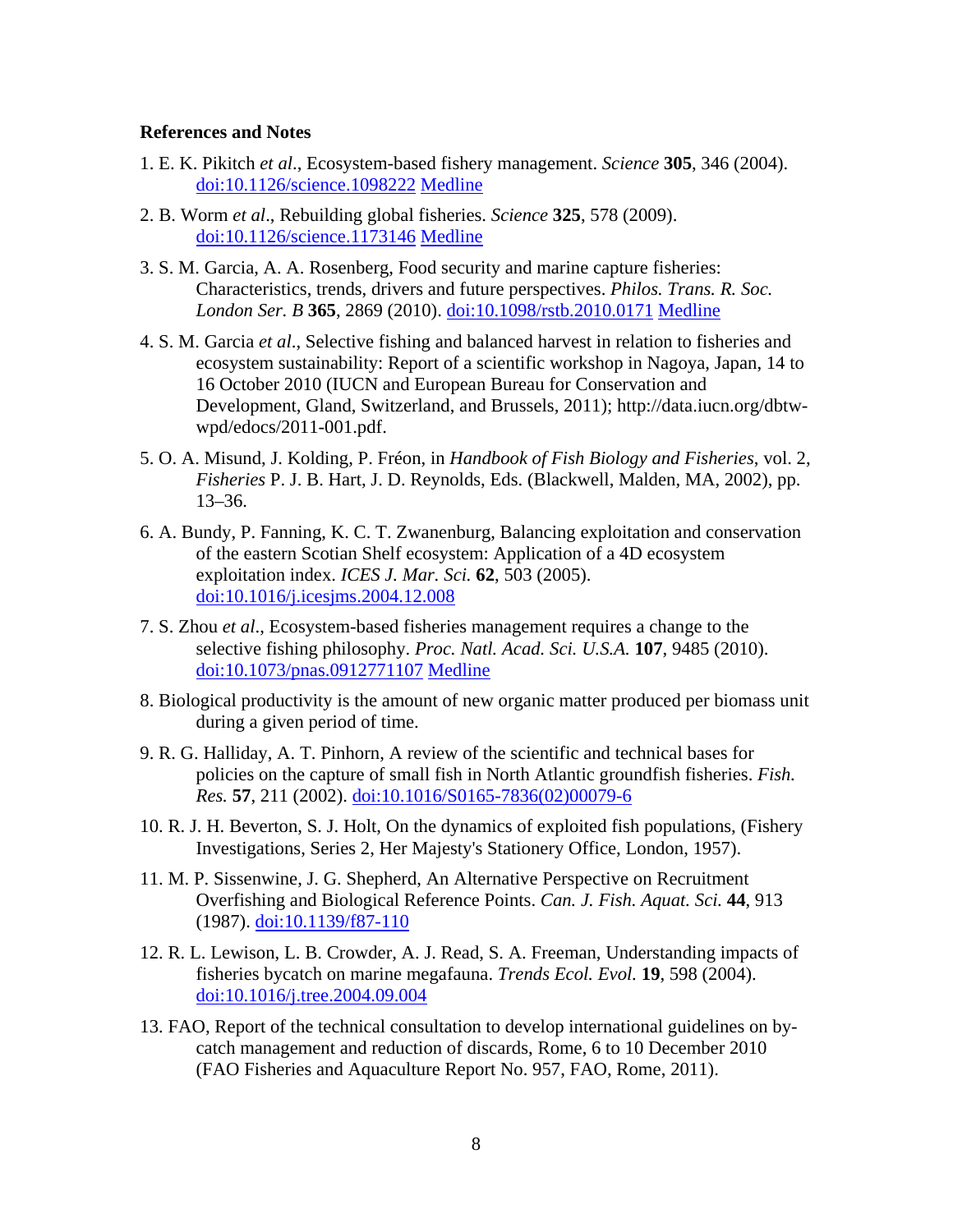## References and Notes

1. E. K. Pikitch *et al*., Ecosystem-based fishery management. *Science* **305**, 346 (2004). doi:10.1126/science.1098222 Medline

2. B. Worm *et al*., Rebuilding global fisheries. *Science* **325**, 578 (2009). doi:10.1126/science.1173146 Medline

3. S. M. Garcia, A. A. Rosenberg, Food security and marine capture fisheries: Characteristics, trends, drivers and future perspectives. *Philos. Trans. R. Soc. London Ser. B* **365**, 2869 (2010). doi:10.1098/rstb.2010.0171 Medline

4. S. M. Garcia *et al*., Selective fishing and balanced harvest in relation to fisheries and ecosystem sustainability: Report of a scientific workshop in Nagoya, Japan, 14 to 16 October 2010 (IUCN and European Bureau for Conservation and Development, Gland, Switzerland, and Brussels, 2011); http://data.iucn.org/dbtw-wpd/edocs/2011-001.pdf.

5. O. A. Misund, J. Kolding, P. Fréon, in *Handbook of Fish Biology and Fisheries*, vol. 2, *Fisheries* P. J. B. Hart, J. D. Reynolds, Eds. (Blackwell, Malden, MA, 2002), pp. 13–36.

6. A. Bundy, P. Fanning, K. C. T. Zwanenburg, Balancing exploitation and conservation of the eastern Scotian Shelf ecosystem: Application of a 4D ecosystem exploitation index. *ICES J. Mar. Sci.* **62**, 503 (2005). doi:10.1016/j.icesjms.2004.12.008

7. S. Zhou *et al*., Ecosystem-based fisheries management requires a change to the selective fishing philosophy. *Proc. Natl. Acad. Sci. U.S.A.* **107**, 9485 (2010). doi:10.1073/pnas.0912771107 Medline

8. Biological productivity is the amount of new organic matter produced per biomass unit during a given period of time.

9. R. G. Halliday, A. T. Pinhorn, A review of the scientific and technical bases for policies on the capture of small fish in North Atlantic groundfish fisheries. *Fish. Res.* **57**, 211 (2002). doi:10.1016/S0165-7836(02)00079-6

10. R. J. H. Beverton, S. J. Holt, On the dynamics of exploited fish populations, (Fishery Investigations, Series 2, Her Majesty's Stationery Office, London, 1957).

11. M. P. Sissenwine, J. G. Shepherd, An Alternative Perspective on Recruitment Overfishing and Biological Reference Points. *Can. J. Fish. Aquat. Sci.* **44**, 913 (1987). doi:10.1139/f87-110

12. R. L. Lewison, L. B. Crowder, A. J. Read, S. A. Freeman, Understanding impacts of fisheries bycatch on marine megafauna. *Trends Ecol. Evol.* **19**, 598 (2004). doi:10.1016/j.tree.2004.09.004

13. FAO, Report of the technical consultation to develop international guidelines on by-catch management and reduction of discards, Rome, 6 to 10 December 2010 (FAO Fisheries and Aquaculture Report No. 957, FAO, Rome, 2011).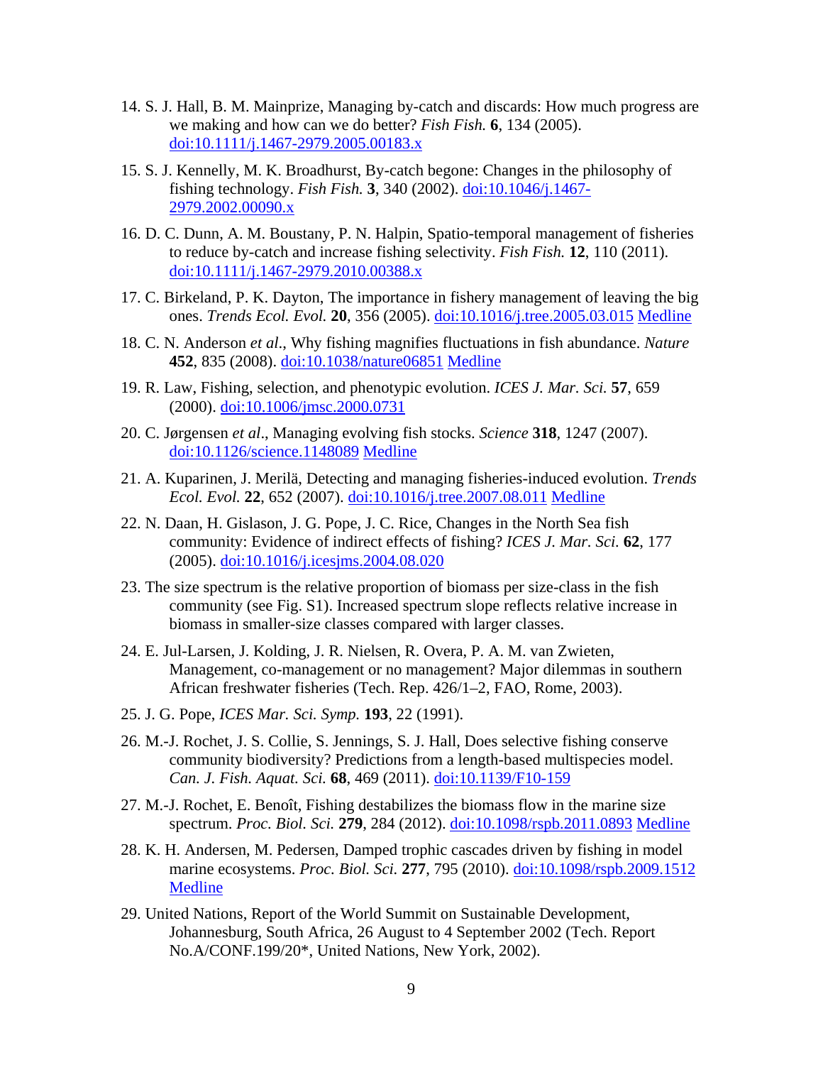14. S. J. Hall, B. M. Mainprize, Managing by-catch and discards: How much progress are we making and how can we do better? *Fish Fish.* **6**, 134 (2005). doi:10.1111/j.1467-2979.2005.00183.x

15. S. J. Kennelly, M. K. Broadhurst, By-catch begone: Changes in the philosophy of fishing technology. *Fish Fish.* **3**, 340 (2002). doi:10.1046/j.1467-2979.2002.00090.x

16. D. C. Dunn, A. M. Boustany, P. N. Halpin, Spatio-temporal management of fisheries to reduce by-catch and increase fishing selectivity. *Fish Fish.* **12**, 110 (2011). doi:10.1111/j.1467-2979.2010.00388.x

17. C. Birkeland, P. K. Dayton, The importance in fishery management of leaving the big ones. *Trends Ecol. Evol.* **20**, 356 (2005). doi:10.1016/j.tree.2005.03.015 Medline

18. C. N. Anderson *et al.*, Why fishing magnifies fluctuations in fish abundance. *Nature* **452**, 835 (2008). doi:10.1038/nature06851 Medline

19. R. Law, Fishing, selection, and phenotypic evolution. *ICES J. Mar. Sci.* **57**, 659 (2000). doi:10.1006/jmsc.2000.0731

20. C. Jørgensen *et al*., Managing evolving fish stocks. *Science* **318**, 1247 (2007). doi:10.1126/science.1148089 Medline

21. A. Kuparinen, J. Merilä, Detecting and managing fisheries-induced evolution. *Trends Ecol. Evol.* **22**, 652 (2007). doi:10.1016/j.tree.2007.08.011 Medline

22. N. Daan, H. Gislason, J. G. Pope, J. C. Rice, Changes in the North Sea fish community: Evidence of indirect effects of fishing? *ICES J. Mar. Sci.* **62**, 177 (2005). doi:10.1016/j.icesjms.2004.08.020

23. The size spectrum is the relative proportion of biomass per size-class in the fish community (see Fig. S1). Increased spectrum slope reflects relative increase in biomass in smaller-size classes compared with larger classes.

24. E. Jul-Larsen, J. Kolding, J. R. Nielsen, R. Overa, P. A. M. van Zwieten, Management, co-management or no management? Major dilemmas in southern African freshwater fisheries (Tech. Rep. 426/1–2, FAO, Rome, 2003).

25. J. G. Pope, *ICES Mar. Sci. Symp.* **193**, 22 (1991).

26. M.-J. Rochet, J. S. Collie, S. Jennings, S. J. Hall, Does selective fishing conserve community biodiversity? Predictions from a length-based multispecies model. *Can. J. Fish. Aquat. Sci.* **68**, 469 (2011). doi:10.1139/F10-159

27. M.-J. Rochet, E. Benoît, Fishing destabilizes the biomass flow in the marine size spectrum. *Proc. Biol. Sci.* **279**, 284 (2012). doi:10.1098/rspb.2011.0893 Medline

28. K. H. Andersen, M. Pedersen, Damped trophic cascades driven by fishing in model marine ecosystems. *Proc. Biol. Sci.* **277**, 795 (2010). doi:10.1098/rspb.2009.1512 Medline

29. United Nations, Report of the World Summit on Sustainable Development, Johannesburg, South Africa, 26 August to 4 September 2002 (Tech. Report No.A/CONF.199/20*, United Nations, New York, 2002).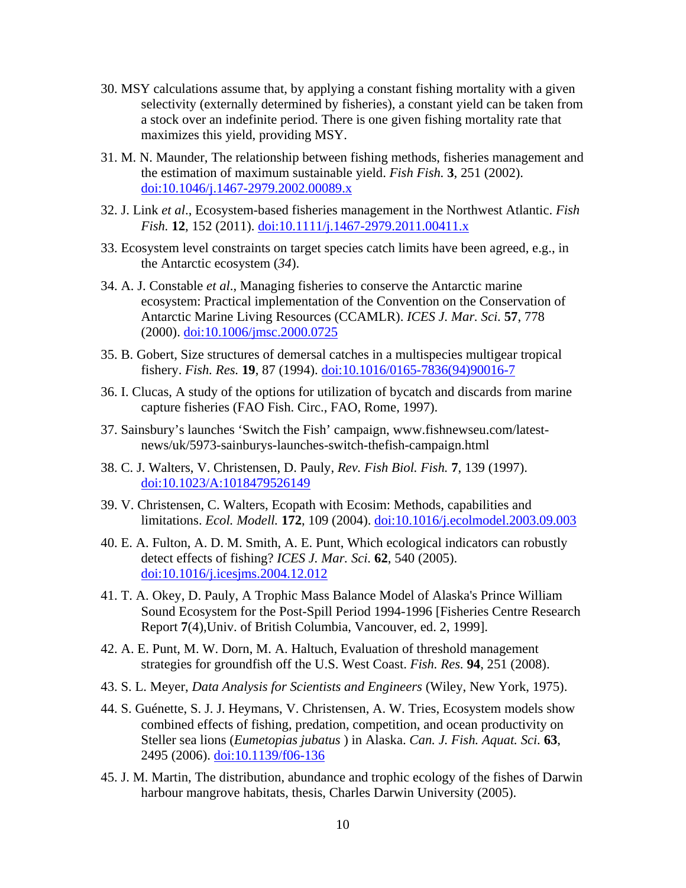30. MSY calculations assume that, by applying a constant fishing mortality with a given selectivity (externally determined by fisheries), a constant yield can be taken from a stock over an indefinite period. There is one given fishing mortality rate that maximizes this yield, providing MSY.

31. M. N. Maunder, The relationship between fishing methods, fisheries management and the estimation of maximum sustainable yield. *Fish Fish.* **3**, 251 (2002). doi:10.1046/j.1467-2979.2002.00089.x

32. J. Link *et al*., Ecosystem-based fisheries management in the Northwest Atlantic. *Fish Fish.* **12**, 152 (2011). doi:10.1111/j.1467-2979.2011.00411.x

33. Ecosystem level constraints on target species catch limits have been agreed, e.g., in the Antarctic ecosystem (*34*).

34. A. J. Constable *et al*., Managing fisheries to conserve the Antarctic marine ecosystem: Practical implementation of the Convention on the Conservation of Antarctic Marine Living Resources (CCAMLR). *ICES J. Mar. Sci.* **57**, 778 (2000). doi:10.1006/jmsc.2000.0725

35. B. Gobert, Size structures of demersal catches in a multispecies multigear tropical fishery. *Fish. Res.* **19**, 87 (1994). doi:10.1016/0165-7836(94)90016-7

36. I. Clucas, A study of the options for utilization of bycatch and discards from marine capture fisheries (FAO Fish. Circ., FAO, Rome, 1997).

37. Sainsbury's launches 'Switch the Fish' campaign, www.fishnewseu.com/latest-news/uk/5973-sainburys-launches-switch-thefish-campaign.html

38. C. J. Walters, V. Christensen, D. Pauly, *Rev. Fish Biol. Fish.* **7**, 139 (1997). doi:10.1023/A:1018479526149

39. V. Christensen, C. Walters, Ecopath with Ecosim: Methods, capabilities and limitations. *Ecol. Modell.* **172**, 109 (2004). doi:10.1016/j.ecolmodel.2003.09.003

40. E. A. Fulton, A. D. M. Smith, A. E. Punt, Which ecological indicators can robustly detect effects of fishing? *ICES J. Mar. Sci.* **62**, 540 (2005). doi:10.1016/j.icesjms.2004.12.012

41. T. A. Okey, D. Pauly, A Trophic Mass Balance Model of Alaska's Prince William Sound Ecosystem for the Post-Spill Period 1994-1996 [Fisheries Centre Research Report **7**(4),Univ. of British Columbia, Vancouver, ed. 2, 1999].

42. A. E. Punt, M. W. Dorn, M. A. Haltuch, Evaluation of threshold management strategies for groundfish off the U.S. West Coast. *Fish. Res.* **94**, 251 (2008).

43. S. L. Meyer, *Data Analysis for Scientists and Engineers* (Wiley, New York, 1975).

44. S. Guénette, S. J. J. Heymans, V. Christensen, A. W. Tries, Ecosystem models show combined effects of fishing, predation, competition, and ocean productivity on Steller sea lions (*Eumetopias jubatus* ) in Alaska. *Can. J. Fish. Aquat. Sci.* **63**, 2495 (2006). doi:10.1139/f06-136

45. J. M. Martin, The distribution, abundance and trophic ecology of the fishes of Darwin harbour mangrove habitats, thesis, Charles Darwin University (2005).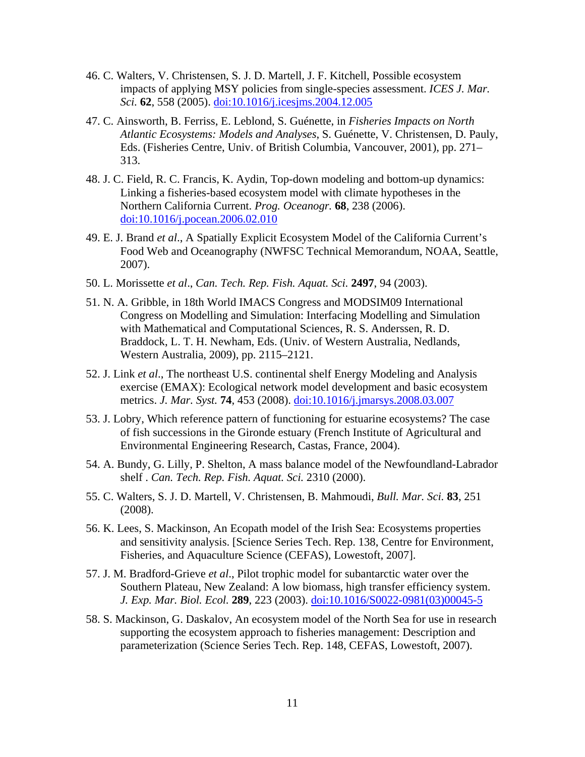46. C. Walters, V. Christensen, S. J. D. Martell, J. F. Kitchell, Possible ecosystem impacts of applying MSY policies from single-species assessment. *ICES J. Mar. Sci.* **62**, 558 (2005). doi:10.1016/j.icesjms.2004.12.005

47. C. Ainsworth, B. Ferriss, E. Leblond, S. Guénette, in *Fisheries Impacts on North Atlantic Ecosystems: Models and Analyses*, S. Guénette, V. Christensen, D. Pauly, Eds. (Fisheries Centre, Univ. of British Columbia, Vancouver, 2001), pp. 271–313.

48. J. C. Field, R. C. Francis, K. Aydin, Top-down modeling and bottom-up dynamics: Linking a fisheries-based ecosystem model with climate hypotheses in the Northern California Current. *Prog. Oceanogr.* **68**, 238 (2006). doi:10.1016/j.pocean.2006.02.010

49. E. J. Brand *et al*., A Spatially Explicit Ecosystem Model of the California Current's Food Web and Oceanography (NWFSC Technical Memorandum, NOAA, Seattle, 2007).

50. L. Morissette *et al*., *Can. Tech. Rep. Fish. Aquat. Sci.* **2497**, 94 (2003).

51. N. A. Gribble, in 18th World IMACS Congress and MODSIM09 International Congress on Modelling and Simulation: Interfacing Modelling and Simulation with Mathematical and Computational Sciences, R. S. Anderssen, R. D. Braddock, L. T. H. Newham, Eds. (Univ. of Western Australia, Nedlands, Western Australia, 2009), pp. 2115–2121.

52. J. Link *et al*., The northeast U.S. continental shelf Energy Modeling and Analysis exercise (EMAX): Ecological network model development and basic ecosystem metrics. *J. Mar. Syst.* **74**, 453 (2008). doi:10.1016/j.jmarsys.2008.03.007

53. J. Lobry, Which reference pattern of functioning for estuarine ecosystems? The case of fish successions in the Gironde estuary (French Institute of Agricultural and Environmental Engineering Research, Castas, France, 2004).

54. A. Bundy, G. Lilly, P. Shelton, A mass balance model of the Newfoundland-Labrador shelf . *Can. Tech. Rep. Fish. Aquat. Sci.* 2310 (2000).

55. C. Walters, S. J. D. Martell, V. Christensen, B. Mahmoudi, *Bull. Mar. Sci.* **83**, 251 (2008).

56. K. Lees, S. Mackinson, An Ecopath model of the Irish Sea: Ecosystems properties and sensitivity analysis. [Science Series Tech. Rep. 138, Centre for Environment, Fisheries, and Aquaculture Science (CEFAS), Lowestoft, 2007].

57. J. M. Bradford-Grieve *et al*., Pilot trophic model for subantarctic water over the Southern Plateau, New Zealand: A low biomass, high transfer efficiency system. *J. Exp. Mar. Biol. Ecol.* **289**, 223 (2003). doi:10.1016/S0022-0981(03)00045-5

58. S. Mackinson, G. Daskalov, An ecosystem model of the North Sea for use in research supporting the ecosystem approach to fisheries management: Description and parameterization (Science Series Tech. Rep. 148, CEFAS, Lowestoft, 2007).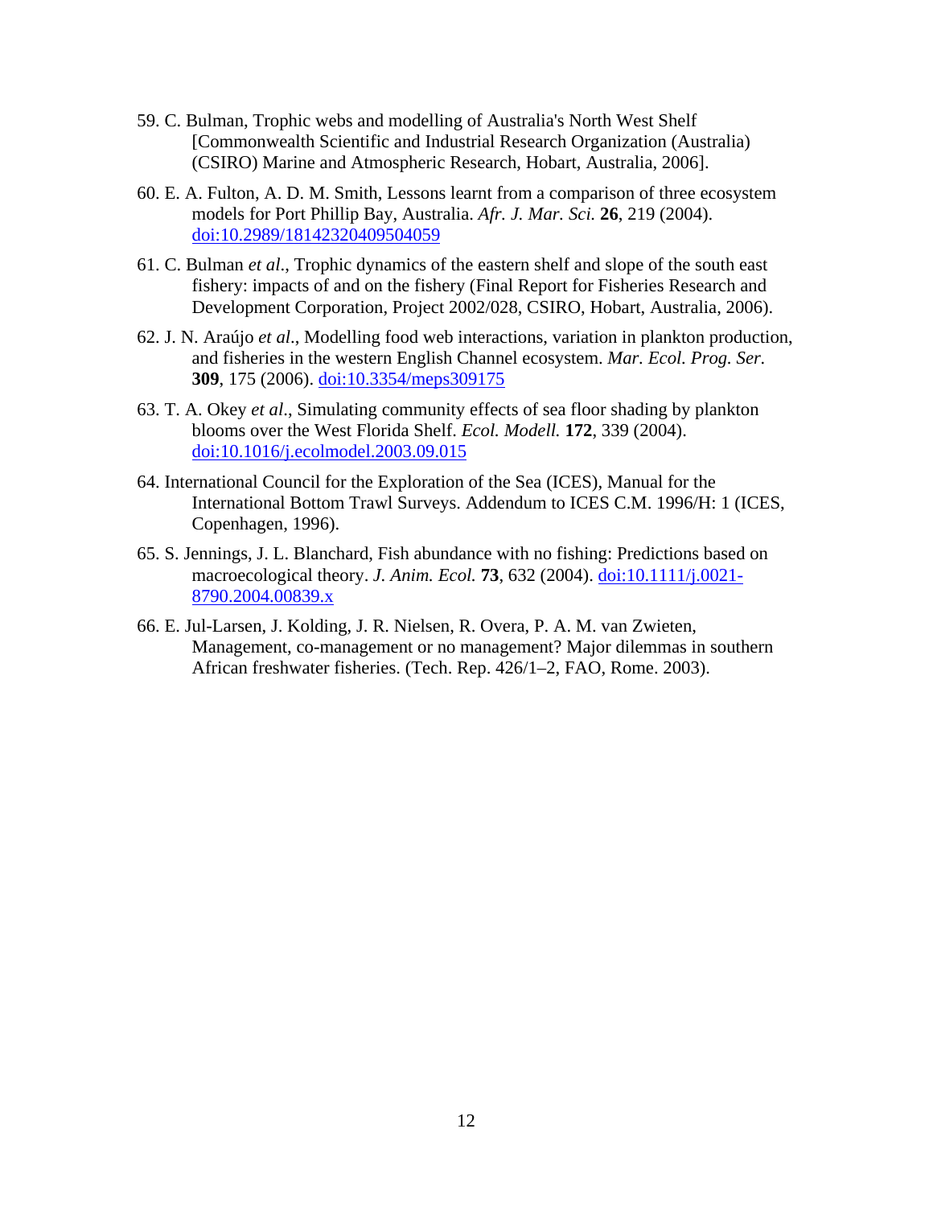59. C. Bulman, Trophic webs and modelling of Australia's North West Shelf [Commonwealth Scientific and Industrial Research Organization (Australia) (CSIRO) Marine and Atmospheric Research, Hobart, Australia, 2006].

60. E. A. Fulton, A. D. M. Smith, Lessons learnt from a comparison of three ecosystem models for Port Phillip Bay, Australia. *Afr. J. Mar. Sci.* **26**, 219 (2004). doi:10.2989/18142320409504059

61. C. Bulman *et al*., Trophic dynamics of the eastern shelf and slope of the south east fishery: impacts of and on the fishery (Final Report for Fisheries Research and Development Corporation, Project 2002/028, CSIRO, Hobart, Australia, 2006).

62. J. N. Araújo *et al*., Modelling food web interactions, variation in plankton production, and fisheries in the western English Channel ecosystem. *Mar. Ecol. Prog. Ser.* **309**, 175 (2006). doi:10.3354/meps309175

63. T. A. Okey *et al*., Simulating community effects of sea floor shading by plankton blooms over the West Florida Shelf. *Ecol. Modell.* **172**, 339 (2004). doi:10.1016/j.ecolmodel.2003.09.015

64. International Council for the Exploration of the Sea (ICES), Manual for the International Bottom Trawl Surveys. Addendum to ICES C.M. 1996/H: 1 (ICES, Copenhagen, 1996).

65. S. Jennings, J. L. Blanchard, Fish abundance with no fishing: Predictions based on macroecological theory. *J. Anim. Ecol.* **73**, 632 (2004). doi:10.1111/j.0021-8790.2004.00839.x

66. E. Jul-Larsen, J. Kolding, J. R. Nielsen, R. Overa, P. A. M. van Zwieten, Management, co-management or no management? Major dilemmas in southern African freshwater fisheries. (Tech. Rep. 426/1–2, FAO, Rome. 2003).